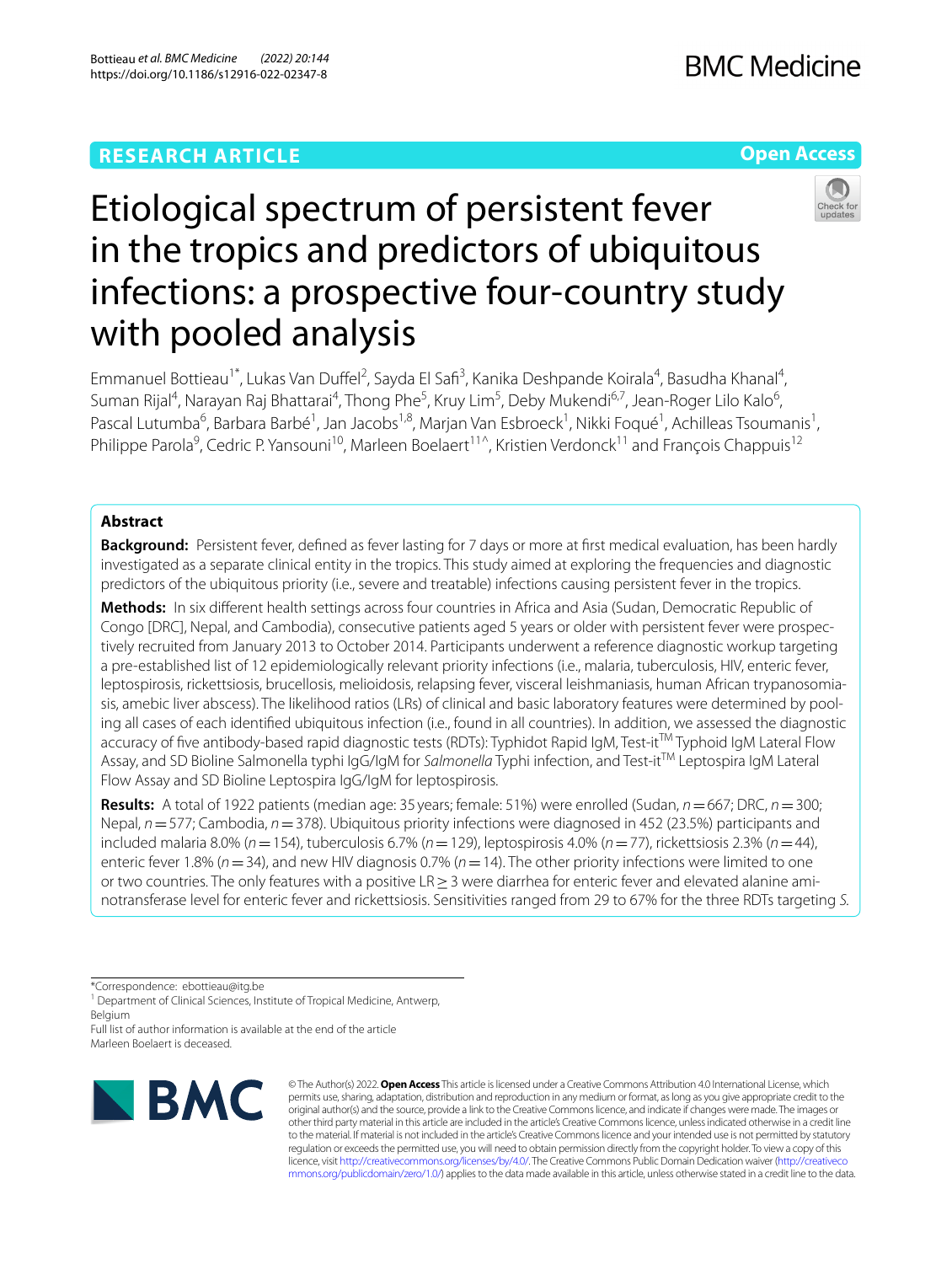RESEARCH ARTICLE

Open Access

# Etiological spectrum of persistent fever in the tropics and predictors of ubiquitous infections: a prospective four-country study with pooled analysis

Emmanuel Bottieau[1*], Lukas Van Duffel[2], Sayda El Safi[3], Kanika Deshpande Koirala[4], Basudha Khanal[4], Suman Rijal[4], Narayan Raj Bhattarai[4], Thong Phe[5], Kruy Lim[5], Deby Mukendi[6,7], Jean-Roger Lilo Kalo[6], Pascal Lutumba[6], Barbara Barbé[1], Jan Jacobs[1,8], Marjan Van Esbroeck[1], Nikki Foqué[1], Achilleas Tsoumanis[1], Philippe Parola[9], Cedric P. Yansouni[10], Marleen Boelaert[11^], Kristien Verdonck[11] and François Chappuis[12]

## Abstract

**Background:** Persistent fever, defined as fever lasting for 7 days or more at first medical evaluation, has been hardly investigated as a separate clinical entity in the tropics. This study aimed at exploring the frequencies and diagnostic predictors of the ubiquitous priority (i.e., severe and treatable) infections causing persistent fever in the tropics.

**Methods:** In six different health settings across four countries in Africa and Asia (Sudan, Democratic Republic of Congo [DRC], Nepal, and Cambodia), consecutive patients aged 5 years or older with persistent fever were prospectively recruited from January 2013 to October 2014. Participants underwent a reference diagnostic workup targeting a pre-established list of 12 epidemiologically relevant priority infections (i.e., malaria, tuberculosis, HIV, enteric fever, leptospirosis, rickettsiosis, brucellosis, melioidosis, relapsing fever, visceral leishmaniasis, human African trypanosomiasis, amebic liver abscess). The likelihood ratios (LRs) of clinical and basic laboratory features were determined by pooling all cases of each identified ubiquitous infection (i.e., found in all countries). In addition, we assessed the diagnostic accuracy of five antibody-based rapid diagnostic tests (RDTs): Typhidot Rapid IgM, Test-it™ Typhoid IgM Lateral Flow Assay, and SD Bioline Salmonella typhi IgG/IgM for *Salmonella* Typhi infection, and Test-it™ Leptospira IgM Lateral Flow Assay and SD Bioline Leptospira IgG/IgM for leptospirosis.

**Results:** A total of 1922 patients (median age: 35 years; female: 51%) were enrolled (Sudan, *n* = 667; DRC, *n* = 300; Nepal, *n* = 577; Cambodia, *n* = 378). Ubiquitous priority infections were diagnosed in 452 (23.5%) participants and included malaria 8.0% (*n* = 154), tuberculosis 6.7% (*n* = 129), leptospirosis 4.0% (*n* = 77), rickettsiosis 2.3% (*n* = 44), enteric fever 1.8% (*n* = 34), and new HIV diagnosis 0.7% (*n* = 14). The other priority infections were limited to one or two countries. The only features with a positive LR ≥ 3 were diarrhea for enteric fever and elevated alanine aminotransferase level for enteric fever and rickettsiosis. Sensitivities ranged from 29 to 67% for the three RDTs targeting *S.*

*Correspondence: ebottieau@itg.be

[1] Department of Clinical Sciences, Institute of Tropical Medicine, Antwerp, Belgium

Full list of author information is available at the end of the article

Marleen Boelaert is deceased.

© The Author(s) 2022. **Open Access** This article is licensed under a Creative Commons Attribution 4.0 International License, which permits use, sharing, adaptation, distribution and reproduction in any medium or format, as long as you give appropriate credit to the original author(s) and the source, provide a link to the Creative Commons licence, and indicate if changes were made. The images or other third party material in this article are included in the article's Creative Commons licence, unless indicated otherwise in a credit line to the material. If material is not included in the article's Creative Commons licence and your intended use is not permitted by statutory regulation or exceeds the permitted use, you will need to obtain permission directly from the copyright holder. To view a copy of this licence, visit http://creativecommons.org/licenses/by/4.0/. The Creative Commons Public Domain Dedication waiver (http://creativecommons.org/publicdomain/zero/1.0/) applies to the data made available in this article, unless otherwise stated in a credit line to the data.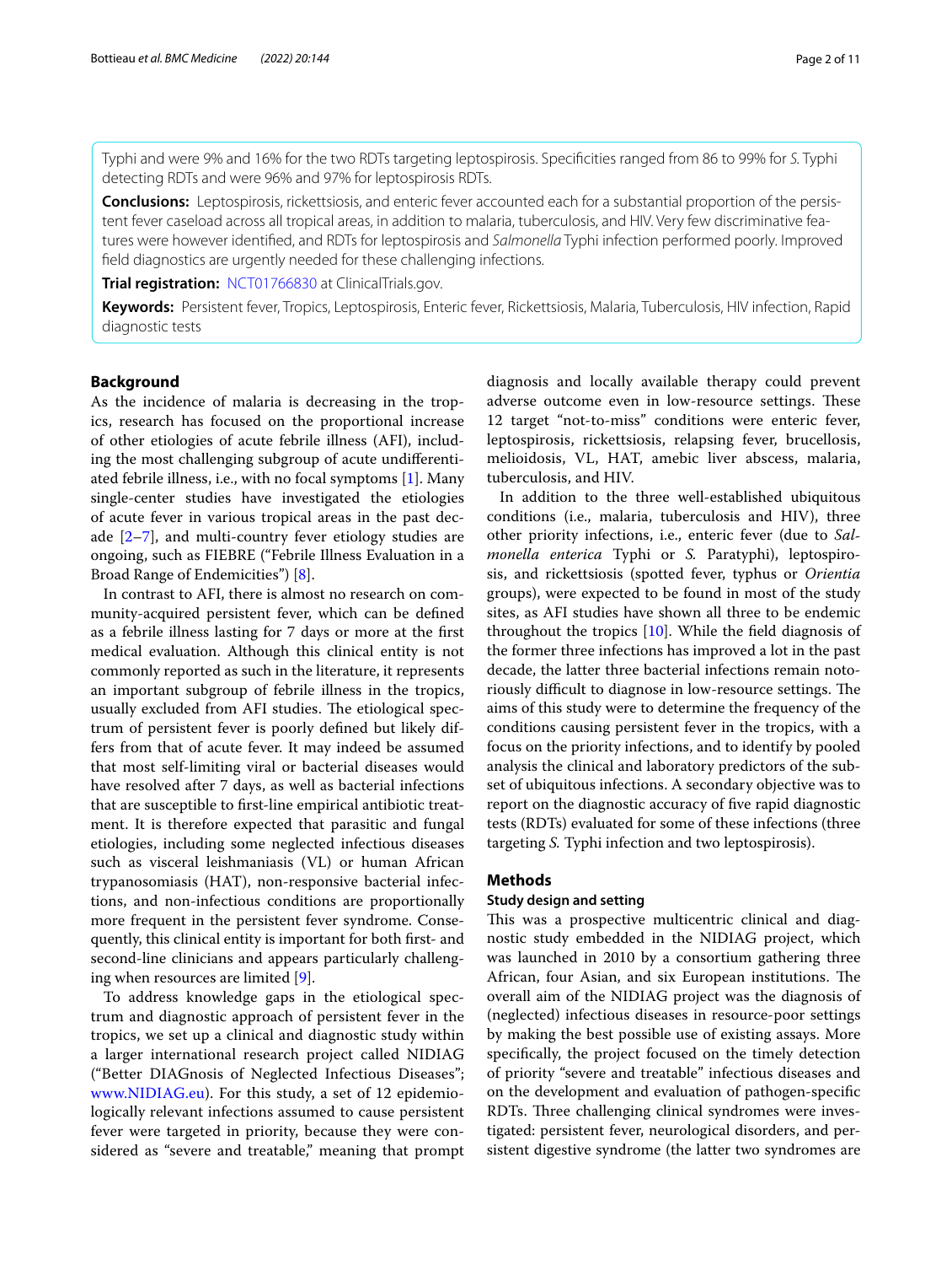Typhi and were 9% and 16% for the two RDTs targeting leptospirosis. Specificities ranged from 86 to 99% for *S.* Typhi detecting RDTs and were 96% and 97% for leptospirosis RDTs.

**Conclusions:** Leptospirosis, rickettsiosis, and enteric fever accounted each for a substantial proportion of the persistent fever caseload across all tropical areas, in addition to malaria, tuberculosis, and HIV. Very few discriminative features were however identified, and RDTs for leptospirosis and *Salmonella* Typhi infection performed poorly. Improved field diagnostics are urgently needed for these challenging infections.

**Trial registration:** NCT01766830 at ClinicalTrials.gov.

**Keywords:** Persistent fever, Tropics, Leptospirosis, Enteric fever, Rickettsiosis, Malaria, Tuberculosis, HIV infection, Rapid diagnostic tests

## Background

As the incidence of malaria is decreasing in the tropics, research has focused on the proportional increase of other etiologies of acute febrile illness (AFI), including the most challenging subgroup of acute undifferentiated febrile illness, i.e., with no focal symptoms [1]. Many single-center studies have investigated the etiologies of acute fever in various tropical areas in the past decade [2–7], and multi-country fever etiology studies are ongoing, such as FIEBRE ("Febrile Illness Evaluation in a Broad Range of Endemicities") [8].

In contrast to AFI, there is almost no research on community-acquired persistent fever, which can be defined as a febrile illness lasting for 7 days or more at the first medical evaluation. Although this clinical entity is not commonly reported as such in the literature, it represents an important subgroup of febrile illness in the tropics, usually excluded from AFI studies. The etiological spectrum of persistent fever is poorly defined but likely differs from that of acute fever. It may indeed be assumed that most self-limiting viral or bacterial diseases would have resolved after 7 days, as well as bacterial infections that are susceptible to first-line empirical antibiotic treatment. It is therefore expected that parasitic and fungal etiologies, including some neglected infectious diseases such as visceral leishmaniasis (VL) or human African trypanosomiasis (HAT), non-responsive bacterial infections, and non-infectious conditions are proportionally more frequent in the persistent fever syndrome. Consequently, this clinical entity is important for both first- and second-line clinicians and appears particularly challenging when resources are limited [9].

To address knowledge gaps in the etiological spectrum and diagnostic approach of persistent fever in the tropics, we set up a clinical and diagnostic study within a larger international research project called NIDIAG ("Better DIAGnosis of Neglected Infectious Diseases"; www.NIDIAG.eu). For this study, a set of 12 epidemiologically relevant infections assumed to cause persistent fever were targeted in priority, because they were considered as "severe and treatable," meaning that prompt diagnosis and locally available therapy could prevent adverse outcome even in low-resource settings. These 12 target "not-to-miss" conditions were enteric fever, leptospirosis, rickettsiosis, relapsing fever, brucellosis, melioidosis, VL, HAT, amebic liver abscess, malaria, tuberculosis, and HIV.

In addition to the three well-established ubiquitous conditions (i.e., malaria, tuberculosis and HIV), three other priority infections, i.e., enteric fever (due to *Salmonella enterica* Typhi or *S.* Paratyphi), leptospirosis, and rickettsiosis (spotted fever, typhus or *Orientia* groups), were expected to be found in most of the study sites, as AFI studies have shown all three to be endemic throughout the tropics [10]. While the field diagnosis of the former three infections has improved a lot in the past decade, the latter three bacterial infections remain notoriously difficult to diagnose in low-resource settings. The aims of this study were to determine the frequency of the conditions causing persistent fever in the tropics, with a focus on the priority infections, and to identify by pooled analysis the clinical and laboratory predictors of the subset of ubiquitous infections. A secondary objective was to report on the diagnostic accuracy of five rapid diagnostic tests (RDTs) evaluated for some of these infections (three targeting *S.* Typhi infection and two leptospirosis).

## Methods

### Study design and setting

This was a prospective multicentric clinical and diagnostic study embedded in the NIDIAG project, which was launched in 2010 by a consortium gathering three African, four Asian, and six European institutions. The overall aim of the NIDIAG project was the diagnosis of (neglected) infectious diseases in resource-poor settings by making the best possible use of existing assays. More specifically, the project focused on the timely detection of priority "severe and treatable" infectious diseases and on the development and evaluation of pathogen-specific RDTs. Three challenging clinical syndromes were investigated: persistent fever, neurological disorders, and persistent digestive syndrome (the latter two syndromes are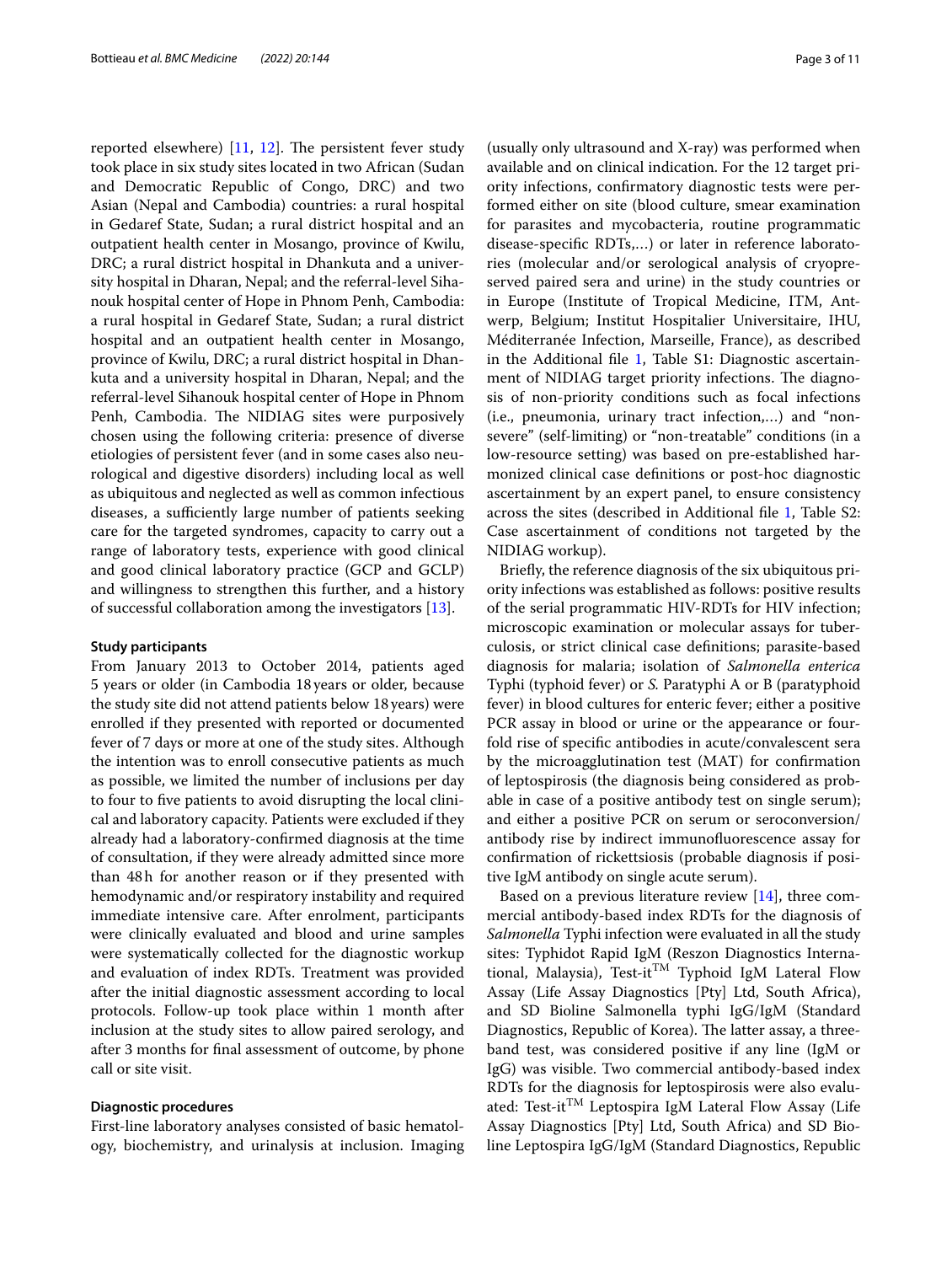reported elsewhere) [11, 12]. The persistent fever study took place in six study sites located in two African (Sudan and Democratic Republic of Congo, DRC) and two Asian (Nepal and Cambodia) countries: a rural hospital in Gedaref State, Sudan; a rural district hospital and an outpatient health center in Mosango, province of Kwilu, DRC; a rural district hospital in Dhankuta and a university hospital in Dharan, Nepal; and the referral-level Sihanouk hospital center of Hope in Phnom Penh, Cambodia: a rural hospital in Gedaref State, Sudan; a rural district hospital and an outpatient health center in Mosango, province of Kwilu, DRC; a rural district hospital in Dhankuta and a university hospital in Dharan, Nepal; and the referral-level Sihanouk hospital center of Hope in Phnom Penh, Cambodia. The NIDIAG sites were purposively chosen using the following criteria: presence of diverse etiologies of persistent fever (and in some cases also neurological and digestive disorders) including local as well as ubiquitous and neglected as well as common infectious diseases, a sufficiently large number of patients seeking care for the targeted syndromes, capacity to carry out a range of laboratory tests, experience with good clinical and good clinical laboratory practice (GCP and GCLP) and willingness to strengthen this further, and a history of successful collaboration among the investigators [13].

### Study participants

From January 2013 to October 2014, patients aged 5 years or older (in Cambodia 18 years or older, because the study site did not attend patients below 18 years) were enrolled if they presented with reported or documented fever of 7 days or more at one of the study sites. Although the intention was to enroll consecutive patients as much as possible, we limited the number of inclusions per day to four to five patients to avoid disrupting the local clinical and laboratory capacity. Patients were excluded if they already had a laboratory-confirmed diagnosis at the time of consultation, if they were already admitted since more than 48 h for another reason or if they presented with hemodynamic and/or respiratory instability and required immediate intensive care. After enrolment, participants were clinically evaluated and blood and urine samples were systematically collected for the diagnostic workup and evaluation of index RDTs. Treatment was provided after the initial diagnostic assessment according to local protocols. Follow-up took place within 1 month after inclusion at the study sites to allow paired serology, and after 3 months for final assessment of outcome, by phone call or site visit.

### Diagnostic procedures

First-line laboratory analyses consisted of basic hematology, biochemistry, and urinalysis at inclusion. Imaging (usually only ultrasound and X-ray) was performed when available and on clinical indication. For the 12 target priority infections, confirmatory diagnostic tests were performed either on site (blood culture, smear examination for parasites and mycobacteria, routine programmatic disease-specific RDTs,…) or later in reference laboratories (molecular and/or serological analysis of cryopreserved paired sera and urine) in the study countries or in Europe (Institute of Tropical Medicine, ITM, Antwerp, Belgium; Institut Hospitalier Universitaire, IHU, Méditerranée Infection, Marseille, France), as described in the Additional file 1, Table S1: Diagnostic ascertainment of NIDIAG target priority infections. The diagnosis of non-priority conditions such as focal infections (i.e., pneumonia, urinary tract infection,…) and "non-severe" (self-limiting) or "non-treatable" conditions (in a low-resource setting) was based on pre-established harmonized clinical case definitions or post-hoc diagnostic ascertainment by an expert panel, to ensure consistency across the sites (described in Additional file 1, Table S2: Case ascertainment of conditions not targeted by the NIDIAG workup).

Briefly, the reference diagnosis of the six ubiquitous priority infections was established as follows: positive results of the serial programmatic HIV-RDTs for HIV infection; microscopic examination or molecular assays for tuberculosis, or strict clinical case definitions; parasite-based diagnosis for malaria; isolation of *Salmonella enterica* Typhi (typhoid fever) or *S.* Paratyphi A or B (paratyphoid fever) in blood cultures for enteric fever; either a positive PCR assay in blood or urine or the appearance or fourfold rise of specific antibodies in acute/convalescent sera by the microagglutination test (MAT) for confirmation of leptospirosis (the diagnosis being considered as probable in case of a positive antibody test on single serum); and either a positive PCR on serum or seroconversion/antibody rise by indirect immunofluorescence assay for confirmation of rickettsiosis (probable diagnosis if positive IgM antibody on single acute serum).

Based on a previous literature review [14], three commercial antibody-based index RDTs for the diagnosis of *Salmonella* Typhi infection were evaluated in all the study sites: Typhidot Rapid IgM (Reszon Diagnostics International, Malaysia), Test-it™ Typhoid IgM Lateral Flow Assay (Life Assay Diagnostics [Pty] Ltd, South Africa), and SD Bioline Salmonella typhi IgG/IgM (Standard Diagnostics, Republic of Korea). The latter assay, a three-band test, was considered positive if any line (IgM or IgG) was visible. Two commercial antibody-based index RDTs for the diagnosis for leptospirosis were also evaluated: Test-it™ Leptospira IgM Lateral Flow Assay (Life Assay Diagnostics [Pty] Ltd, South Africa) and SD Bioline Leptospira IgG/IgM (Standard Diagnostics, Republic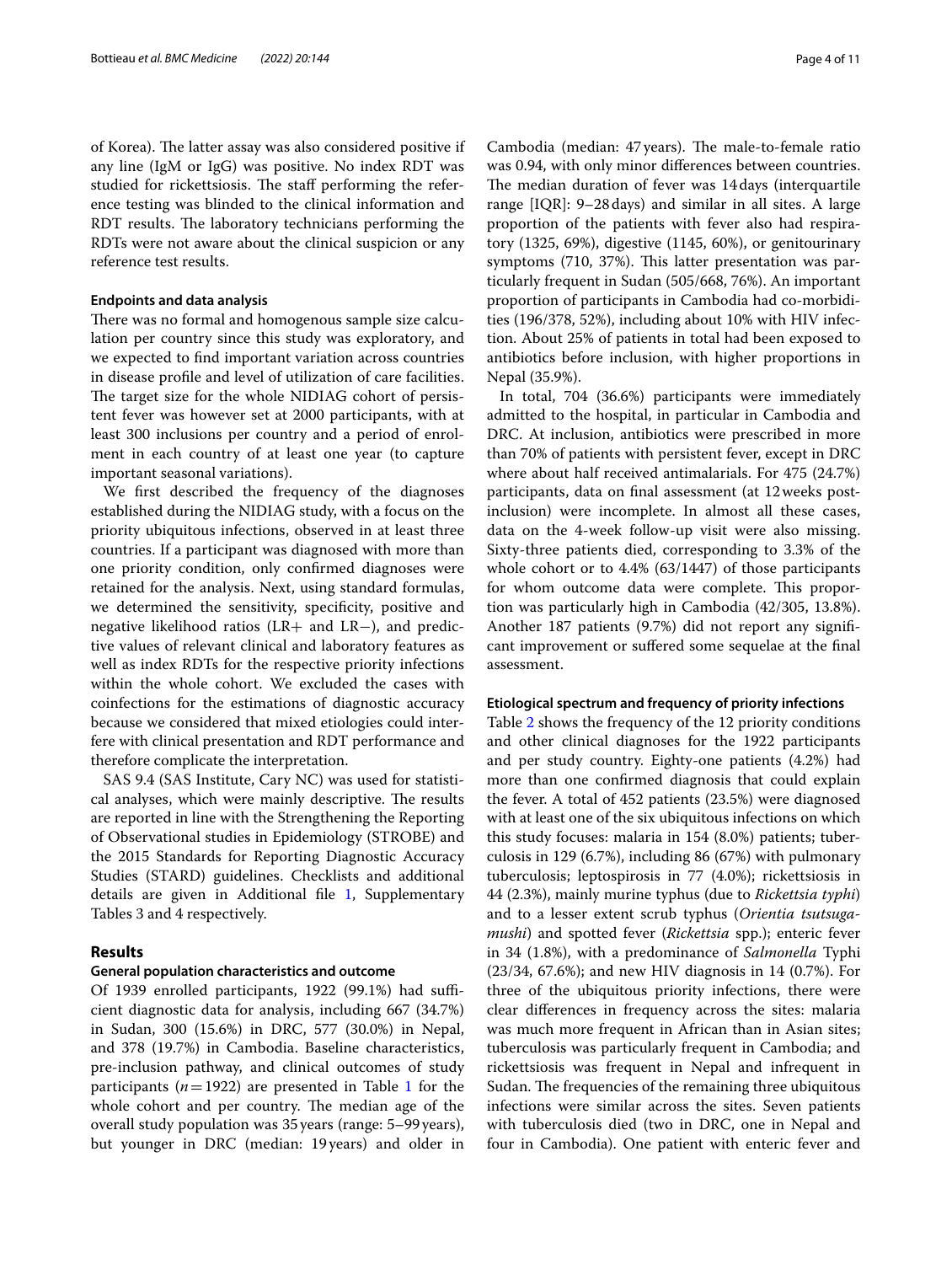of Korea). The latter assay was also considered positive if any line (IgM or IgG) was positive. No index RDT was studied for rickettsiosis. The staff performing the reference testing was blinded to the clinical information and RDT results. The laboratory technicians performing the RDTs were not aware about the clinical suspicion or any reference test results.

#### Endpoints and data analysis

There was no formal and homogenous sample size calculation per country since this study was exploratory, and we expected to find important variation across countries in disease profile and level of utilization of care facilities. The target size for the whole NIDIAG cohort of persistent fever was however set at 2000 participants, with at least 300 inclusions per country and a period of enrolment in each country of at least one year (to capture important seasonal variations).

We first described the frequency of the diagnoses established during the NIDIAG study, with a focus on the priority ubiquitous infections, observed in at least three countries. If a participant was diagnosed with more than one priority condition, only confirmed diagnoses were retained for the analysis. Next, using standard formulas, we determined the sensitivity, specificity, positive and negative likelihood ratios (LR+ and LR−), and predictive values of relevant clinical and laboratory features as well as index RDTs for the respective priority infections within the whole cohort. We excluded the cases with coinfections for the estimations of diagnostic accuracy because we considered that mixed etiologies could interfere with clinical presentation and RDT performance and therefore complicate the interpretation.

SAS 9.4 (SAS Institute, Cary NC) was used for statistical analyses, which were mainly descriptive. The results are reported in line with the Strengthening the Reporting of Observational studies in Epidemiology (STROBE) and the 2015 Standards for Reporting Diagnostic Accuracy Studies (STARD) guidelines. Checklists and additional details are given in Additional file 1, Supplementary Tables 3 and 4 respectively.

## Results

#### General population characteristics and outcome

Of 1939 enrolled participants, 1922 (99.1%) had sufficient diagnostic data for analysis, including 667 (34.7%) in Sudan, 300 (15.6%) in DRC, 577 (30.0%) in Nepal, and 378 (19.7%) in Cambodia. Baseline characteristics, pre-inclusion pathway, and clinical outcomes of study participants ($n = 1922$) are presented in Table 1 for the whole cohort and per country. The median age of the overall study population was 35 years (range: 5–99 years), but younger in DRC (median: 19 years) and older in Cambodia (median: 47 years). The male-to-female ratio was 0.94, with only minor differences between countries. The median duration of fever was 14 days (interquartile range [IQR]: 9–28 days) and similar in all sites. A large proportion of the patients with fever also had respiratory (1325, 69%), digestive (1145, 60%), or genitourinary symptoms (710, 37%). This latter presentation was particularly frequent in Sudan (505/668, 76%). An important proportion of participants in Cambodia had co-morbidities (196/378, 52%), including about 10% with HIV infection. About 25% of patients in total had been exposed to antibiotics before inclusion, with higher proportions in Nepal (35.9%).

In total, 704 (36.6%) participants were immediately admitted to the hospital, in particular in Cambodia and DRC. At inclusion, antibiotics were prescribed in more than 70% of patients with persistent fever, except in DRC where about half received antimalarials. For 475 (24.7%) participants, data on final assessment (at 12 weeks post-inclusion) were incomplete. In almost all these cases, data on the 4-week follow-up visit were also missing. Sixty-three patients died, corresponding to 3.3% of the whole cohort or to 4.4% (63/1447) of those participants for whom outcome data were complete. This proportion was particularly high in Cambodia (42/305, 13.8%). Another 187 patients (9.7%) did not report any significant improvement or suffered some sequelae at the final assessment.

#### Etiological spectrum and frequency of priority infections

Table 2 shows the frequency of the 12 priority conditions and other clinical diagnoses for the 1922 participants and per study country. Eighty-one patients (4.2%) had more than one confirmed diagnosis that could explain the fever. A total of 452 patients (23.5%) were diagnosed with at least one of the six ubiquitous infections on which this study focuses: malaria in 154 (8.0%) patients; tuberculosis in 129 (6.7%), including 86 (67%) with pulmonary tuberculosis; leptospirosis in 77 (4.0%); rickettsiosis in 44 (2.3%), mainly murine typhus (due to *Rickettsia typhi*) and to a lesser extent scrub typhus (*Orientia tsutsugamushi*) and spotted fever (*Rickettsia* spp.); enteric fever in 34 (1.8%), with a predominance of *Salmonella* Typhi (23/34, 67.6%); and new HIV diagnosis in 14 (0.7%). For three of the ubiquitous priority infections, there were clear differences in frequency across the sites: malaria was much more frequent in African than in Asian sites; tuberculosis was particularly frequent in Cambodia; and rickettsiosis was frequent in Nepal and infrequent in Sudan. The frequencies of the remaining three ubiquitous infections were similar across the sites. Seven patients with tuberculosis died (two in DRC, one in Nepal and four in Cambodia). One patient with enteric fever and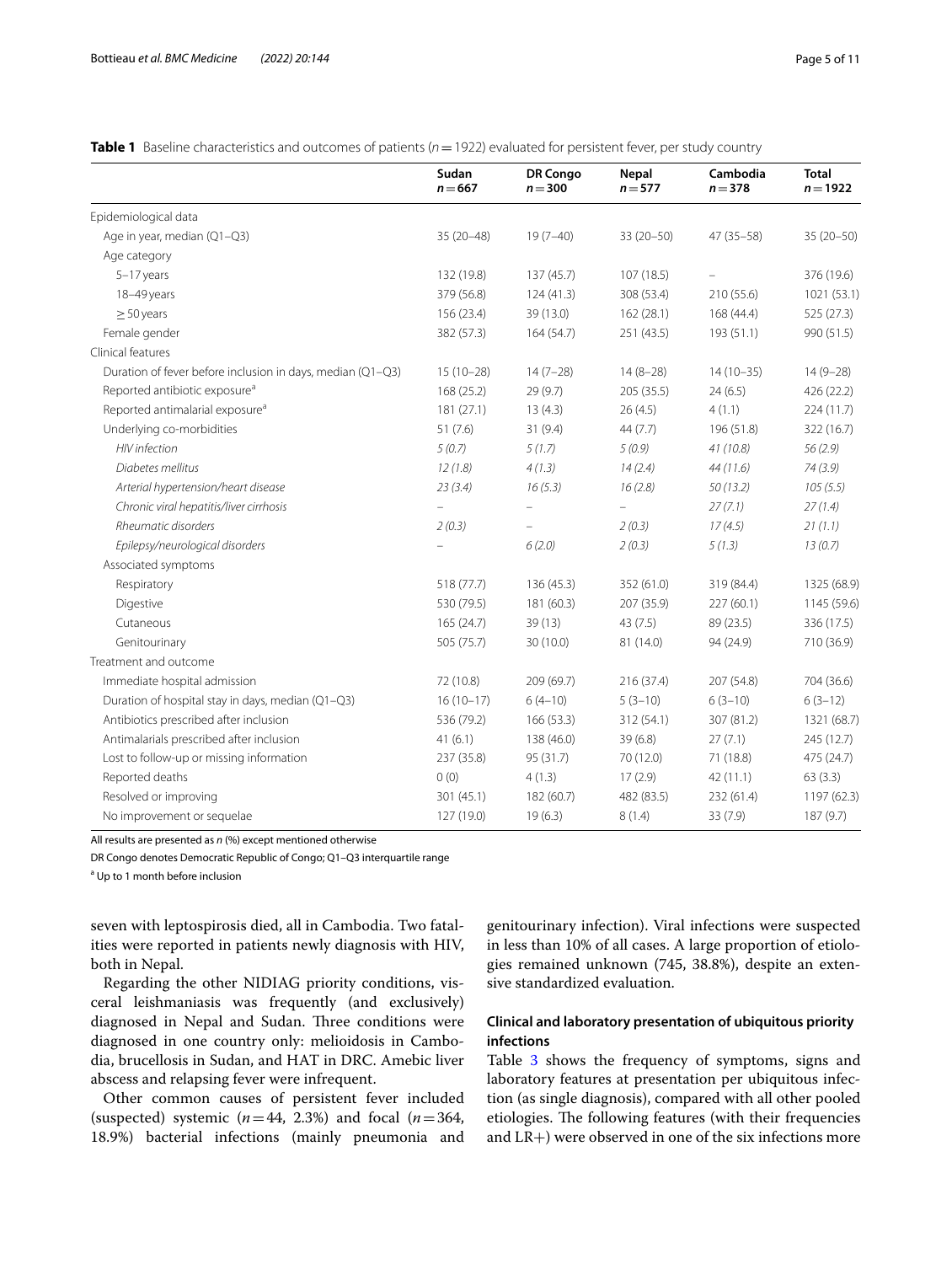**Table 1** Baseline characteristics and outcomes of patients ($n = 1922$) evaluated for persistent fever, per study country

| | Sudan n = 667 | DR Congo n = 300 | Nepal n = 577 | Cambodia n = 378 | Total n = 1922 |
|---|---|---|---|---|---|
| Epidemiological data | | | | | |
| Age in year, median (Q1–Q3) | 35 (20–48) | 19 (7–40) | 33 (20–50) | 47 (35–58) | 35 (20–50) |
| Age category | | | | | |
| 5–17 years | 132 (19.8) | 137 (45.7) | 107 (18.5) | – | 376 (19.6) |
| 18–49 years | 379 (56.8) | 124 (41.3) | 308 (53.4) | 210 (55.6) | 1021 (53.1) |
| ≥ 50 years | 156 (23.4) | 39 (13.0) | 162 (28.1) | 168 (44.4) | 525 (27.3) |
| Female gender | 382 (57.3) | 164 (54.7) | 251 (43.5) | 193 (51.1) | 990 (51.5) |
| Clinical features | | | | | |
| Duration of fever before inclusion in days, median (Q1–Q3) | 15 (10–28) | 14 (7–28) | 14 (8–28) | 14 (10–35) | 14 (9–28) |
| Reported antibiotic exposure[a] | 168 (25.2) | 29 (9.7) | 205 (35.5) | 24 (6.5) | 426 (22.2) |
| Reported antimalarial exposure[a] | 181 (27.1) | 13 (4.3) | 26 (4.5) | 4 (1.1) | 224 (11.7) |
| Underlying co-morbidities | 51 (7.6) | 31 (9.4) | 44 (7.7) | 196 (51.8) | 322 (16.7) |
| *HIV infection* | *5 (0.7)* | *5 (1.7)* | *5 (0.9)* | *41 (10.8)* | *56 (2.9)* |
| *Diabetes mellitus* | *12 (1.8)* | *4 (1.3)* | *14 (2.4)* | *44 (11.6)* | *74 (3.9)* |
| *Arterial hypertension/heart disease* | *23 (3.4)* | *16 (5.3)* | *16 (2.8)* | *50 (13.2)* | *105 (5.5)* |
| *Chronic viral hepatitis/liver cirrhosis* | – | – | – | *27 (7.1)* | *27 (1.4)* |
| *Rheumatic disorders* | *2 (0.3)* | – | *2 (0.3)* | *17 (4.5)* | *21 (1.1)* |
| *Epilepsy/neurological disorders* | – | *6 (2.0)* | *2 (0.3)* | *5 (1.3)* | *13 (0.7)* |
| Associated symptoms | | | | | |
| Respiratory | 518 (77.7) | 136 (45.3) | 352 (61.0) | 319 (84.4) | 1325 (68.9) |
| Digestive | 530 (79.5) | 181 (60.3) | 207 (35.9) | 227 (60.1) | 1145 (59.6) |
| Cutaneous | 165 (24.7) | 39 (13) | 43 (7.5) | 89 (23.5) | 336 (17.5) |
| Genitourinary | 505 (75.7) | 30 (10.0) | 81 (14.0) | 94 (24.9) | 710 (36.9) |
| Treatment and outcome | | | | | |
| Immediate hospital admission | 72 (10.8) | 209 (69.7) | 216 (37.4) | 207 (54.8) | 704 (36.6) |
| Duration of hospital stay in days, median (Q1–Q3) | 16 (10–17) | 6 (4–10) | 5 (3–10) | 6 (3–10) | 6 (3–12) |
| Antibiotics prescribed after inclusion | 536 (79.2) | 166 (53.3) | 312 (54.1) | 307 (81.2) | 1321 (68.7) |
| Antimalarials prescribed after inclusion | 41 (6.1) | 138 (46.0) | 39 (6.8) | 27 (7.1) | 245 (12.7) |
| Lost to follow-up or missing information | 237 (35.8) | 95 (31.7) | 70 (12.0) | 71 (18.8) | 475 (24.7) |
| Reported deaths | 0 (0) | 4 (1.3) | 17 (2.9) | 42 (11.1) | 63 (3.3) |
| Resolved or improving | 301 (45.1) | 182 (60.7) | 482 (83.5) | 232 (61.4) | 1197 (62.3) |
| No improvement or sequelae | 127 (19.0) | 19 (6.3) | 8 (1.4) | 33 (7.9) | 187 (9.7) |

All results are presented as *n* (%) except mentioned otherwise

DR Congo denotes Democratic Republic of Congo; Q1–Q3 interquartile range

[a] Up to 1 month before inclusion

seven with leptospirosis died, all in Cambodia. Two fatalities were reported in patients newly diagnosis with HIV, both in Nepal.

Regarding the other NIDIAG priority conditions, visceral leishmaniasis was frequently (and exclusively) diagnosed in Nepal and Sudan. Three conditions were diagnosed in one country only: melioidosis in Cambodia, brucellosis in Sudan, and HAT in DRC. Amebic liver abscess and relapsing fever were infrequent.

Other common causes of persistent fever included (suspected) systemic ($n = 44$, 2.3%) and focal ($n = 364$, 18.9%) bacterial infections (mainly pneumonia and genitourinary infection). Viral infections were suspected in less than 10% of all cases. A large proportion of etiologies remained unknown (745, 38.8%), despite an extensive standardized evaluation.

### Clinical and laboratory presentation of ubiquitous priority infections

Table 3 shows the frequency of symptoms, signs and laboratory features at presentation per ubiquitous infection (as single diagnosis), compared with all other pooled etiologies. The following features (with their frequencies and LR+) were observed in one of the six infections more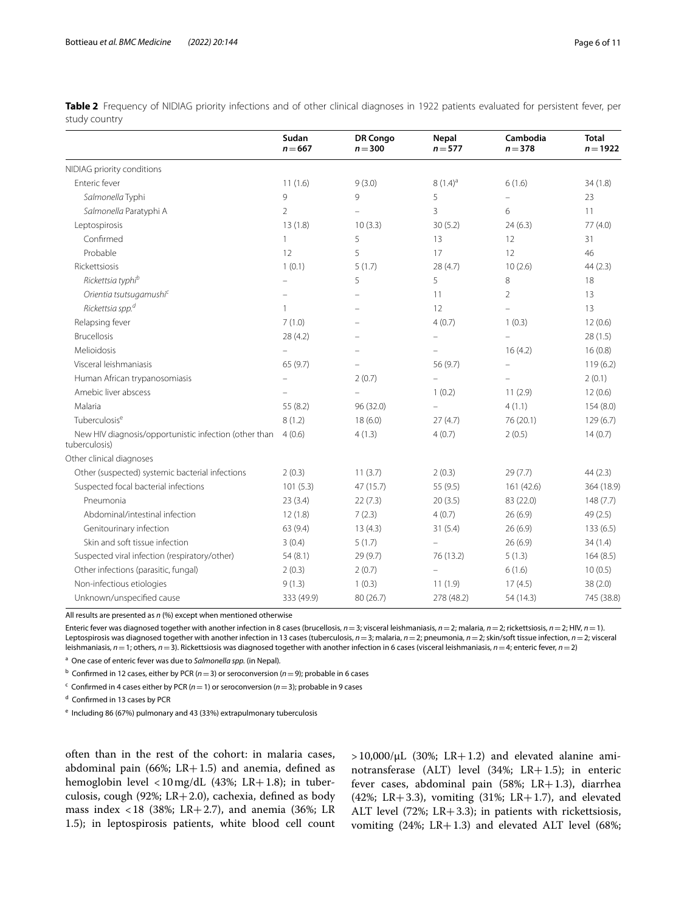**Table 2** Frequency of NIDIAG priority infections and of other clinical diagnoses in 1922 patients evaluated for persistent fever, per study country

| | Sudan $n=667$ | DR Congo $n=300$ | Nepal $n=577$ | Cambodia $n=378$ | Total $n=1922$ |
|---|---|---|---|---|---|
| NIDIAG priority conditions | | | | | |
| Enteric fever | 11 (1.6) | 9 (3.0) | 8 (1.4)[a] | 6 (1.6) | 34 (1.8) |
| *Salmonella* Typhi | 9 | 9 | 5 | – | 23 |
| *Salmonella* Paratyphi A | 2 | – | 3 | 6 | 11 |
| Leptospirosis | 13 (1.8) | 10 (3.3) | 30 (5.2) | 24 (6.3) | 77 (4.0) |
| Confirmed | 1 | 5 | 13 | 12 | 31 |
| Probable | 12 | 5 | 17 | 12 | 46 |
| Rickettsiosis | 1 (0.1) | 5 (1.7) | 28 (4.7) | 10 (2.6) | 44 (2.3) |
| *Rickettsia typhi*[b] | – | 5 | 5 | 8 | 18 |
| *Orientia tsutsugamushi*[c] | – | – | 11 | 2 | 13 |
| *Rickettsia spp.*[d] | 1 | – | 12 | – | 13 |
| Relapsing fever | 7 (1.0) | – | 4 (0.7) | 1 (0.3) | 12 (0.6) |
| Brucellosis | 28 (4.2) | – | – | – | 28 (1.5) |
| Melioidosis | – | – | – | 16 (4.2) | 16 (0.8) |
| Visceral leishmaniasis | 65 (9.7) | – | 56 (9.7) | – | 119 (6.2) |
| Human African trypanosomiasis | – | 2 (0.7) | – | – | 2 (0.1) |
| Amebic liver abscess | – | – | 1 (0.2) | 11 (2.9) | 12 (0.6) |
| Malaria | 55 (8.2) | 96 (32.0) | – | 4 (1.1) | 154 (8.0) |
| Tuberculosis[e] | 8 (1.2) | 18 (6.0) | 27 (4.7) | 76 (20.1) | 129 (6.7) |
| New HIV diagnosis/opportunistic infection (other than tuberculosis) | 4 (0.6) | 4 (1.3) | 4 (0.7) | 2 (0.5) | 14 (0.7) |
| Other clinical diagnoses | | | | | |
| Other (suspected) systemic bacterial infections | 2 (0.3) | 11 (3.7) | 2 (0.3) | 29 (7.7) | 44 (2.3) |
| Suspected focal bacterial infections | 101 (5.3) | 47 (15.7) | 55 (9.5) | 161 (42.6) | 364 (18.9) |
| Pneumonia | 23 (3.4) | 22 (7.3) | 20 (3.5) | 83 (22.0) | 148 (7.7) |
| Abdominal/intestinal infection | 12 (1.8) | 7 (2.3) | 4 (0.7) | 26 (6.9) | 49 (2.5) |
| Genitourinary infection | 63 (9.4) | 13 (4.3) | 31 (5.4) | 26 (6.9) | 133 (6.5) |
| Skin and soft tissue infection | 3 (0.4) | 5 (1.7) | – | 26 (6.9) | 34 (1.4) |
| Suspected viral infection (respiratory/other) | 54 (8.1) | 29 (9.7) | 76 (13.2) | 5 (1.3) | 164 (8.5) |
| Other infections (parasitic, fungal) | 2 (0.3) | 2 (0.7) | – | 6 (1.6) | 10 (0.5) |
| Non-infectious etiologies | 9 (1.3) | 1 (0.3) | 11 (1.9) | 17 (4.5) | 38 (2.0) |
| Unknown/unspecified cause | 333 (49.9) | 80 (26.7) | 278 (48.2) | 54 (14.3) | 745 (38.8) |

All results are presented as *n* (%) except when mentioned otherwise

Enteric fever was diagnosed together with another infection in 8 cases (brucellosis, $n=3$; visceral leishmaniasis, $n=2$; malaria, $n=2$; rickettsiosis, $n=2$; HIV, $n=1$). Leptospirosis was diagnosed together with another infection in 13 cases (tuberculosis, $n=3$; malaria, $n=2$; pneumonia, $n=2$; skin/soft tissue infection, $n=2$; visceral leishmaniasis, $n=1$; others, $n=3$). Rickettsiosis was diagnosed together with another infection in 6 cases (visceral leishmaniasis, $n=4$; enteric fever, $n=2$)

[a] One case of enteric fever was due to *Salmonella spp.* (in Nepal).

[b] Confirmed in 12 cases, either by PCR ($n=3$) or seroconversion ($n=9$); probable in 6 cases

[c] Confirmed in 4 cases either by PCR ($n=1$) or seroconversion ($n=3$); probable in 9 cases

[d] Confirmed in 13 cases by PCR

[e] Including 86 (67%) pulmonary and 43 (33%) extrapulmonary tuberculosis

often than in the rest of the cohort: in malaria cases, abdominal pain (66%; LR+ 1.5) and anemia, defined as hemoglobin level <10 mg/dL (43%; LR+ 1.8); in tuberculosis, cough (92%; LR+ 2.0), cachexia, defined as body mass index <18 (38%; LR+ 2.7), and anemia (36%; LR 1.5); in leptospirosis patients, white blood cell count >10,000/μL (30%; LR+ 1.2) and elevated alanine aminotransferase (ALT) level (34%; LR+ 1.5); in enteric fever cases, abdominal pain (58%; LR+ 1.3), diarrhea (42%; LR+ 3.3), vomiting (31%; LR+ 1.7), and elevated ALT level (72%; LR+ 3.3); in patients with rickettsiosis, vomiting (24%; LR+ 1.3) and elevated ALT level (68%;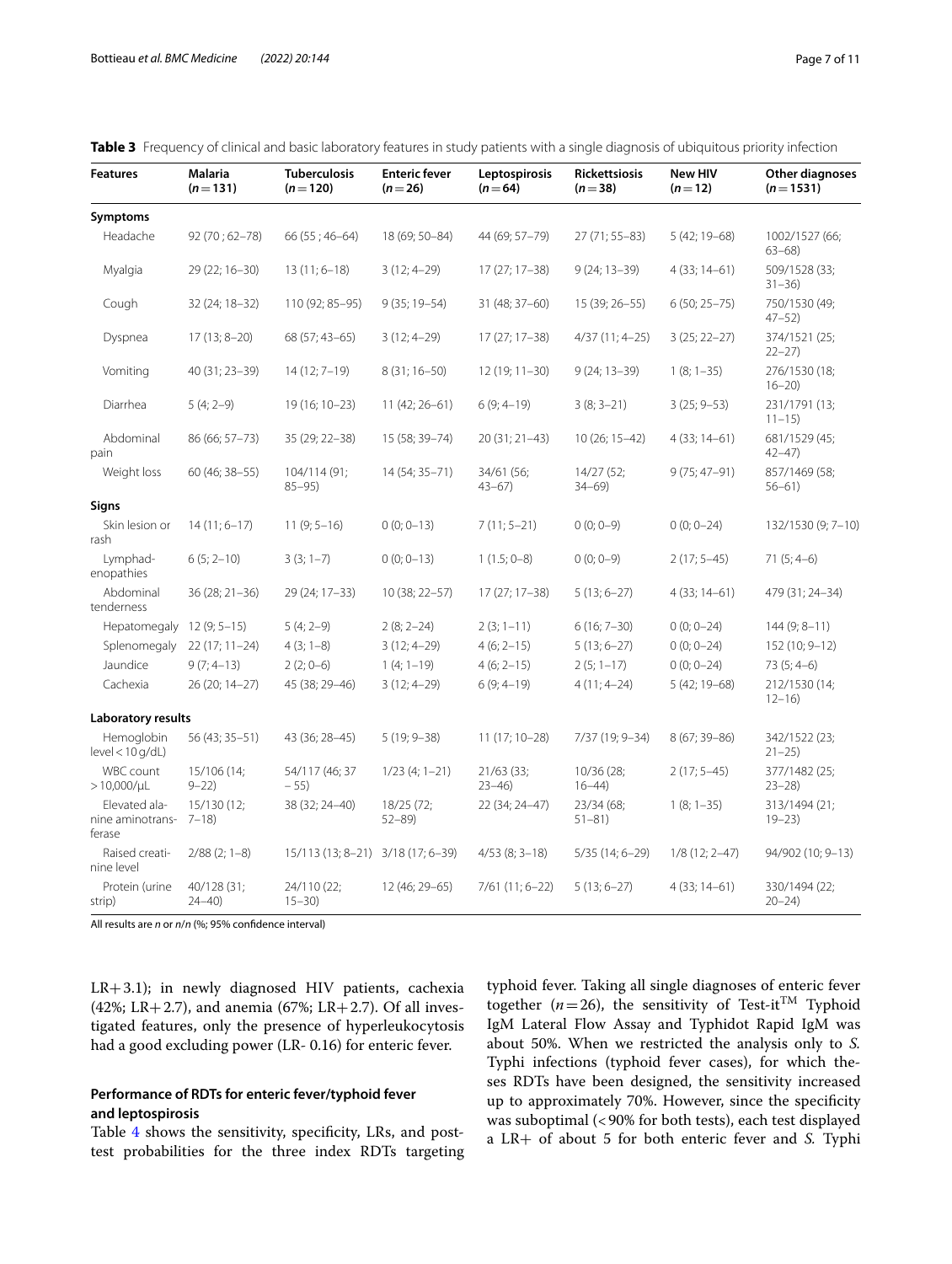**Table 3** Frequency of clinical and basic laboratory features in study patients with a single diagnosis of ubiquitous priority infection

| Features | Malaria (n = 131) | Tuberculosis (n = 120) | Enteric fever (n = 26) | Leptospirosis (n = 64) | Rickettsiosis (n = 38) | New HIV (n = 12) | Other diagnoses (n = 1531) |
|---|---|---|---|---|---|---|---|
| **Symptoms** | | | | | | | |
| Headache | 92 (70 ; 62–78) | 66 (55 ; 46–64) | 18 (69; 50–84) | 44 (69; 57–79) | 27 (71; 55–83) | 5 (42; 19–68) | 1002/1527 (66; 63–68) |
| Myalgia | 29 (22; 16–30) | 13 (11; 6–18) | 3 (12; 4–29) | 17 (27; 17–38) | 9 (24; 13–39) | 4 (33; 14–61) | 509/1528 (33; 31–36) |
| Cough | 32 (24; 18–32) | 110 (92; 85–95) | 9 (35; 19–54) | 31 (48; 37–60) | 15 (39; 26–55) | 6 (50; 25–75) | 750/1530 (49; 47–52) |
| Dyspnea | 17 (13; 8–20) | 68 (57; 43–65) | 3 (12; 4–29) | 17 (27; 17–38) | 4/37 (11; 4–25) | 3 (25; 22–27) | 374/1521 (25; 22–27) |
| Vomiting | 40 (31; 23–39) | 14 (12; 7–19) | 8 (31; 16–50) | 12 (19; 11–30) | 9 (24; 13–39) | 1 (8; 1–35) | 276/1530 (18; 16–20) |
| Diarrhea | 5 (4; 2–9) | 19 (16; 10–23) | 11 (42; 26–61) | 6 (9; 4–19) | 3 (8; 3–21) | 3 (25; 9–53) | 231/1791 (13; 11–15) |
| Abdominal pain | 86 (66; 57–73) | 35 (29; 22–38) | 15 (58; 39–74) | 20 (31; 21–43) | 10 (26; 15–42) | 4 (33; 14–61) | 681/1529 (45; 42–47) |
| Weight loss | 60 (46; 38–55) | 104/114 (91; 85–95) | 14 (54; 35–71) | 34/61 (56; 43–67) | 14/27 (52; 34–69) | 9 (75; 47–91) | 857/1469 (58; 56–61) |
| **Signs** | | | | | | | |
| Skin lesion or rash | 14 (11; 6–17) | 11 (9; 5–16) | 0 (0; 0–13) | 7 (11; 5–21) | 0 (0; 0–9) | 0 (0; 0–24) | 132/1530 (9; 7–10) |
| Lymphadenopathies | 6 (5; 2–10) | 3 (3; 1–7) | 0 (0; 0–13) | 1 (1.5; 0–8) | 0 (0; 0–9) | 2 (17; 5–45) | 71 (5; 4–6) |
| Abdominal tenderness | 36 (28; 21–36) | 29 (24; 17–33) | 10 (38; 22–57) | 17 (27; 17–38) | 5 (13; 6–27) | 4 (33; 14–61) | 479 (31; 24–34) |
| Hepatomegaly | 12 (9; 5–15) | 5 (4; 2–9) | 2 (8; 2–24) | 2 (3; 1–11) | 6 (16; 7–30) | 0 (0; 0–24) | 144 (9; 8–11) |
| Splenomegaly | 22 (17; 11–24) | 4 (3; 1–8) | 3 (12; 4–29) | 4 (6; 2–15) | 5 (13; 6–27) | 0 (0; 0–24) | 152 (10; 9–12) |
| Jaundice | 9 (7; 4–13) | 2 (2; 0–6) | 1 (4; 1–19) | 4 (6; 2–15) | 2 (5; 1–17) | 0 (0; 0–24) | 73 (5; 4–6) |
| Cachexia | 26 (20; 14–27) | 45 (38; 29–46) | 3 (12; 4–29) | 6 (9; 4–19) | 4 (11; 4–24) | 5 (42; 19–68) | 212/1530 (14; 12–16) |
| **Laboratory results** | | | | | | | |
| Hemoglobin level < 10 g/dL) | 56 (43; 35–51) | 43 (36; 28–45) | 5 (19; 9–38) | 11 (17; 10–28) | 7/37 (19; 9–34) | 8 (67; 39–86) | 342/1522 (23; 21–25) |
| WBC count > 10,000/μL | 15/106 (14; 9–22) | 54/117 (46; 37 – 55) | 1/23 (4; 1–21) | 21/63 (33; 23–46) | 10/36 (28; 16–44) | 2 (17; 5–45) | 377/1482 (25; 23–28) |
| Elevated alanine aminotransferase | 15/130 (12; 7–18) | 38 (32; 24–40) | 18/25 (72; 52–89) | 22 (34; 24–47) | 23/34 (68; 51–81) | 1 (8; 1–35) | 313/1494 (21; 19–23) |
| Raised creatinine level | 2/88 (2; 1–8) | 15/113 (13; 8–21) | 3/18 (17; 6–39) | 4/53 (8; 3–18) | 5/35 (14; 6–29) | 1/8 (12; 2–47) | 94/902 (10; 9–13) |
| Protein (urine strip) | 40/128 (31; 24–40) | 24/110 (22; 15–30) | 12 (46; 29–65) | 7/61 (11; 6–22) | 5 (13; 6–27) | 4 (33; 14–61) | 330/1494 (22; 20–24) |

All results are *n* or *n*/*n* (%; 95% confidence interval)

LR+ 3.1); in newly diagnosed HIV patients, cachexia (42%; LR+ 2.7), and anemia (67%; LR+ 2.7). Of all investigated features, only the presence of hyperleukocytosis had a good excluding power (LR- 0.16) for enteric fever.

## Performance of RDTs for enteric fever/typhoid fever and leptospirosis

Table 4 shows the sensitivity, specificity, LRs, and post-test probabilities for the three index RDTs targeting typhoid fever. Taking all single diagnoses of enteric fever together ($n = 26$), the sensitivity of Test-it$^{TM}$ Typhoid IgM Lateral Flow Assay and Typhidot Rapid IgM was about 50%. When we restricted the analysis only to *S.* Typhi infections (typhoid fever cases), for which theses RDTs have been designed, the sensitivity increased up to approximately 70%. However, since the specificity was suboptimal (< 90% for both tests), each test displayed a LR+ of about 5 for both enteric fever and *S.* Typhi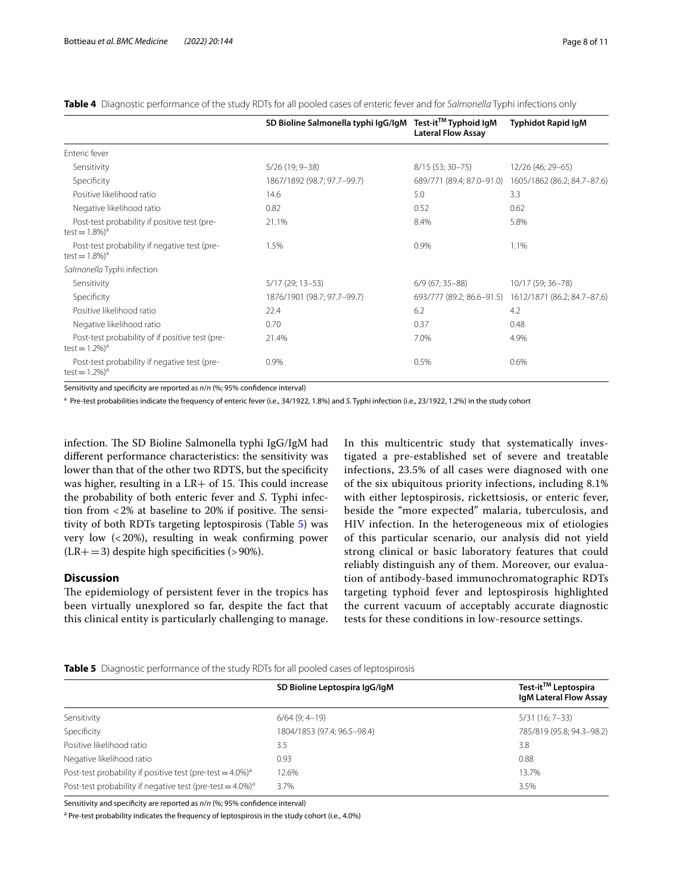**Table 4** Diagnostic performance of the study RDTs for all pooled cases of enteric fever and for *Salmonella* Typhi infections only

| | SD Bioline Salmonella typhi IgG/IgM | Test-it™ Typhoid IgM Lateral Flow Assay | Typhidot Rapid IgM |
|---|---|---|---|
| Enteric fever | | | |
| Sensitivity | 5/26 (19; 9–38) | 8/15 (53; 30–75) | 12/26 (46; 29–65) |
| Specificity | 1867/1892 (98.7; 97.7–99.7) | 689/771 (89.4; 87.0–91.0) | 1605/1862 (86.2; 84.7–87.6) |
| Positive likelihood ratio | 14.6 | 5.0 | 3.3 |
| Negative likelihood ratio | 0.82 | 0.52 | 0.62 |
| Post-test probability if positive test (pre-test = 1.8%)[a] | 21.1% | 8.4% | 5.8% |
| Post-test probability if negative test (pre-test = 1.8%)[a] | 1.5% | 0.9% | 1.1% |
| *Salmonella* Typhi infection | | | |
| Sensitivity | 5/17 (29; 13–53) | 6/9 (67; 35–88) | 10/17 (59; 36–78) |
| Specificity | 1876/1901 (98.7; 97.7–99.7) | 693/777 (89.2; 86.6–91.5) | 1612/1871 (86.2; 84.7–87.6) |
| Positive likelihood ratio | 22.4 | 6.2 | 4.2 |
| Negative likelihood ratio | 0.70 | 0.37 | 0.48 |
| Post-test probability of if positive test (pre-test = 1.2%)[a] | 21.4% | 7.0% | 4.9% |
| Post-test probability if negative test (pre-test = 1.2%)[a] | 0.9% | 0.5% | 0.6% |

Sensitivity and specificity are reported as *n*/*n* (%; 95% confidence interval)

[a] Pre-test probabilities indicate the frequency of enteric fever (i.e., 34/1922, 1.8%) and *S*. Typhi infection (i.e., 23/1922, 1.2%) in the study cohort

infection. The SD Bioline Salmonella typhi IgG/IgM had different performance characteristics: the sensitivity was lower than that of the other two RDTS, but the specificity was higher, resulting in a LR+ of 15. This could increase the probability of both enteric fever and *S*. Typhi infection from <2% at baseline to 20% if positive. The sensitivity of both RDTs targeting leptospirosis (Table 5) was very low (<20%), resulting in weak confirming power (LR+ = 3) despite high specificities (>90%).

## Discussion

The epidemiology of persistent fever in the tropics has been virtually unexplored so far, despite the fact that this clinical entity is particularly challenging to manage. In this multicentric study that systematically investigated a pre-established set of severe and treatable infections, 23.5% of all cases were diagnosed with one of the six ubiquitous priority infections, including 8.1% with either leptospirosis, rickettsiosis, or enteric fever, beside the "more expected" malaria, tuberculosis, and HIV infection. In the heterogeneous mix of etiologies of this particular scenario, our analysis did not yield strong clinical or basic laboratory features that could reliably distinguish any of them. Moreover, our evaluation of antibody-based immunochromatographic RDTs targeting typhoid fever and leptospirosis highlighted the current vacuum of acceptably accurate diagnostic tests for these conditions in low-resource settings.

**Table 5** Diagnostic performance of the study RDTs for all pooled cases of leptospirosis

| | SD Bioline Leptospira IgG/IgM | Test-it™ Leptospira IgM Lateral Flow Assay |
|---|---|---|
| Sensitivity | 6/64 (9; 4–19) | 5/31 (16; 7–33) |
| Specificity | 1804/1853 (97.4; 96.5–98.4) | 785/819 (95.8; 94.3–98.2) |
| Positive likelihood ratio | 3.5 | 3.8 |
| Negative likelihood ratio | 0.93 | 0.88 |
| Post-test probability if positive test (pre-test = 4.0%)[a] | 12.6% | 13.7% |
| Post-test probability if negative test (pre-test = 4.0%)[a] | 3.7% | 3.5% |

Sensitivity and specificity are reported as *n*/*n* (%; 95% confidence interval)

[a] Pre-test probability indicates the frequency of leptospirosis in the study cohort (i.e., 4.0%)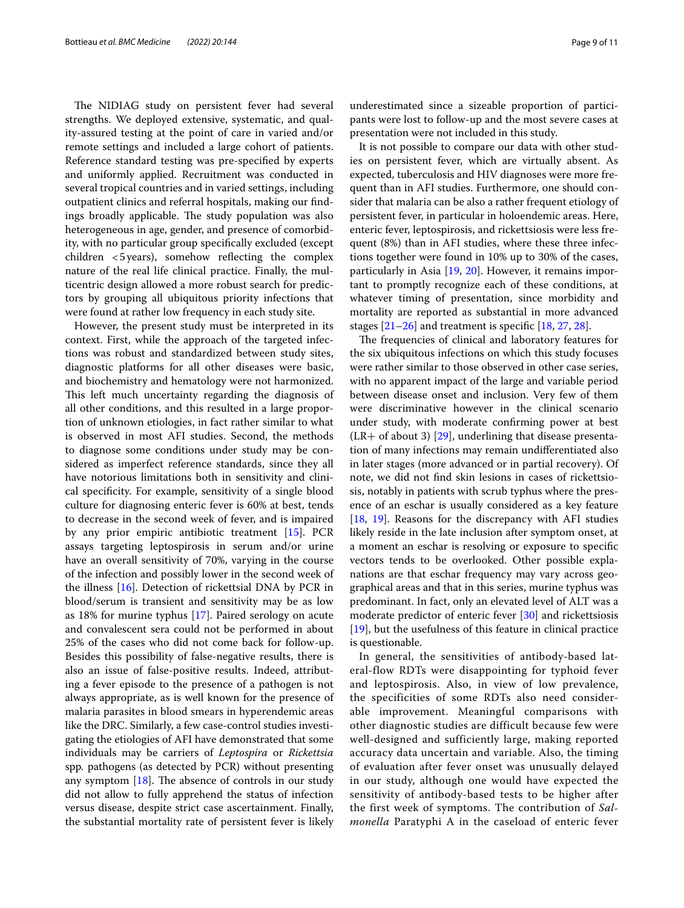The NIDIAG study on persistent fever had several strengths. We deployed extensive, systematic, and quality-assured testing at the point of care in varied and/or remote settings and included a large cohort of patients. Reference standard testing was pre-specified by experts and uniformly applied. Recruitment was conducted in several tropical countries and in varied settings, including outpatient clinics and referral hospitals, making our findings broadly applicable. The study population was also heterogeneous in age, gender, and presence of comorbidity, with no particular group specifically excluded (except children <5 years), somehow reflecting the complex nature of the real life clinical practice. Finally, the multicentric design allowed a more robust search for predictors by grouping all ubiquitous priority infections that were found at rather low frequency in each study site.

However, the present study must be interpreted in its context. First, while the approach of the targeted infections was robust and standardized between study sites, diagnostic platforms for all other diseases were basic, and biochemistry and hematology were not harmonized. This left much uncertainty regarding the diagnosis of all other conditions, and this resulted in a large proportion of unknown etiologies, in fact rather similar to what is observed in most AFI studies. Second, the methods to diagnose some conditions under study may be considered as imperfect reference standards, since they all have notorious limitations both in sensitivity and clinical specificity. For example, sensitivity of a single blood culture for diagnosing enteric fever is 60% at best, tends to decrease in the second week of fever, and is impaired by any prior empiric antibiotic treatment [15]. PCR assays targeting leptospirosis in serum and/or urine have an overall sensitivity of 70%, varying in the course of the infection and possibly lower in the second week of the illness [16]. Detection of rickettsial DNA by PCR in blood/serum is transient and sensitivity may be as low as 18% for murine typhus [17]. Paired serology on acute and convalescent sera could not be performed in about 25% of the cases who did not come back for follow-up. Besides this possibility of false-negative results, there is also an issue of false-positive results. Indeed, attributing a fever episode to the presence of a pathogen is not always appropriate, as is well known for the presence of malaria parasites in blood smears in hyperendemic areas like the DRC. Similarly, a few case-control studies investigating the etiologies of AFI have demonstrated that some individuals may be carriers of *Leptospira* or *Rickettsia* spp. pathogens (as detected by PCR) without presenting any symptom [18]. The absence of controls in our study did not allow to fully apprehend the status of infection versus disease, despite strict case ascertainment. Finally, the substantial mortality rate of persistent fever is likely underestimated since a sizeable proportion of participants were lost to follow-up and the most severe cases at presentation were not included in this study.

It is not possible to compare our data with other studies on persistent fever, which are virtually absent. As expected, tuberculosis and HIV diagnoses were more frequent than in AFI studies. Furthermore, one should consider that malaria can be also a rather frequent etiology of persistent fever, in particular in holoendemic areas. Here, enteric fever, leptospirosis, and rickettsiosis were less frequent (8%) than in AFI studies, where these three infections together were found in 10% up to 30% of the cases, particularly in Asia [19, 20]. However, it remains important to promptly recognize each of these conditions, at whatever timing of presentation, since morbidity and mortality are reported as substantial in more advanced stages [21–26] and treatment is specific [18, 27, 28].

The frequencies of clinical and laboratory features for the six ubiquitous infections on which this study focuses were rather similar to those observed in other case series, with no apparent impact of the large and variable period between disease onset and inclusion. Very few of them were discriminative however in the clinical scenario under study, with moderate confirming power at best (LR+ of about 3) [29], underlining that disease presentation of many infections may remain undifferentiated also in later stages (more advanced or in partial recovery). Of note, we did not find skin lesions in cases of rickettsiosis, notably in patients with scrub typhus where the presence of an eschar is usually considered as a key feature [18, 19]. Reasons for the discrepancy with AFI studies likely reside in the late inclusion after symptom onset, at a moment an eschar is resolving or exposure to specific vectors tends to be overlooked. Other possible explanations are that eschar frequency may vary across geographical areas and that in this series, murine typhus was predominant. In fact, only an elevated level of ALT was a moderate predictor of enteric fever [30] and rickettsiosis [19], but the usefulness of this feature in clinical practice is questionable.

In general, the sensitivities of antibody-based lateral-flow RDTs were disappointing for typhoid fever and leptospirosis. Also, in view of low prevalence, the specificities of some RDTs also need considerable improvement. Meaningful comparisons with other diagnostic studies are difficult because few were well-designed and sufficiently large, making reported accuracy data uncertain and variable. Also, the timing of evaluation after fever onset was unusually delayed in our study, although one would have expected the sensitivity of antibody-based tests to be higher after the first week of symptoms. The contribution of *Salmonella* Paratyphi A in the caseload of enteric fever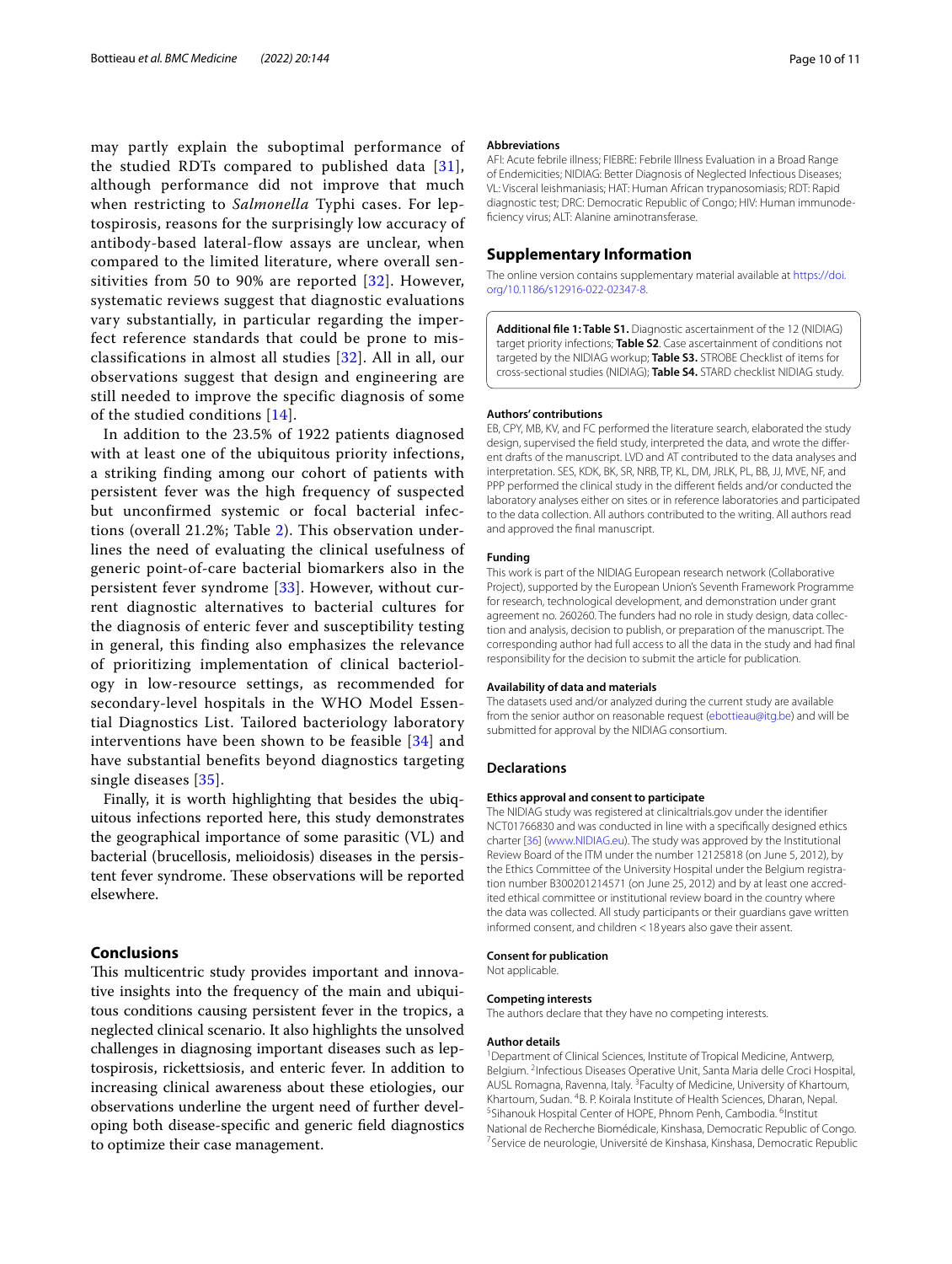may partly explain the suboptimal performance of the studied RDTs compared to published data [31], although performance did not improve that much when restricting to *Salmonella* Typhi cases. For leptospirosis, reasons for the surprisingly low accuracy of antibody-based lateral-flow assays are unclear, when compared to the limited literature, where overall sensitivities from 50 to 90% are reported [32]. However, systematic reviews suggest that diagnostic evaluations vary substantially, in particular regarding the imperfect reference standards that could be prone to misclassifications in almost all studies [32]. All in all, our observations suggest that design and engineering are still needed to improve the specific diagnosis of some of the studied conditions [14].

In addition to the 23.5% of 1922 patients diagnosed with at least one of the ubiquitous priority infections, a striking finding among our cohort of patients with persistent fever was the high frequency of suspected but unconfirmed systemic or focal bacterial infections (overall 21.2%; Table 2). This observation underlines the need of evaluating the clinical usefulness of generic point-of-care bacterial biomarkers also in the persistent fever syndrome [33]. However, without current diagnostic alternatives to bacterial cultures for the diagnosis of enteric fever and susceptibility testing in general, this finding also emphasizes the relevance of prioritizing implementation of clinical bacteriology in low-resource settings, as recommended for secondary-level hospitals in the WHO Model Essential Diagnostics List. Tailored bacteriology laboratory interventions have been shown to be feasible [34] and have substantial benefits beyond diagnostics targeting single diseases [35].

Finally, it is worth highlighting that besides the ubiquitous infections reported here, this study demonstrates the geographical importance of some parasitic (VL) and bacterial (brucellosis, melioidosis) diseases in the persistent fever syndrome. These observations will be reported elsewhere.

## Conclusions

This multicentric study provides important and innovative insights into the frequency of the main and ubiquitous conditions causing persistent fever in the tropics, a neglected clinical scenario. It also highlights the unsolved challenges in diagnosing important diseases such as leptospirosis, rickettsiosis, and enteric fever. In addition to increasing clinical awareness about these etiologies, our observations underline the urgent need of further developing both disease-specific and generic field diagnostics to optimize their case management.

#### Abbreviations

AFI: Acute febrile illness; FIEBRE: Febrile Illness Evaluation in a Broad Range of Endemicities; NIDIAG: Better Diagnosis of Neglected Infectious Diseases; VL: Visceral leishmaniasis; HAT: Human African trypanosomiasis; RDT: Rapid diagnostic test; DRC: Democratic Republic of Congo; HIV: Human immunodeficiency virus; ALT: Alanine aminotransferase.

## Supplementary Information

The online version contains supplementary material available at https://doi.org/10.1186/s12916-022-02347-8.

**Additional file 1: Table S1.** Diagnostic ascertainment of the 12 (NIDIAG) target priority infections; **Table S2**. Case ascertainment of conditions not targeted by the NIDIAG workup; **Table S3.** STROBE Checklist of items for cross-sectional studies (NIDIAG); **Table S4.** STARD checklist NIDIAG study.

#### Authors' contributions

EB, CPY, MB, KV, and FC performed the literature search, elaborated the study design, supervised the field study, interpreted the data, and wrote the different drafts of the manuscript. LVD and AT contributed to the data analyses and interpretation. SES, KDK, BK, SR, NRB, TP, KL, DM, JRLK, PL, BB, JJ, MVE, NF, and PPP performed the clinical study in the different fields and/or conducted the laboratory analyses either on sites or in reference laboratories and participated to the data collection. All authors contributed to the writing. All authors read and approved the final manuscript.

#### Funding

This work is part of the NIDIAG European research network (Collaborative Project), supported by the European Union's Seventh Framework Programme for research, technological development, and demonstration under grant agreement no. 260260. The funders had no role in study design, data collection and analysis, decision to publish, or preparation of the manuscript. The corresponding author had full access to all the data in the study and had final responsibility for the decision to submit the article for publication.

#### Availability of data and materials

The datasets used and/or analyzed during the current study are available from the senior author on reasonable request (ebottieau@itg.be) and will be submitted for approval by the NIDIAG consortium.

## Declarations

#### Ethics approval and consent to participate

The NIDIAG study was registered at clinicaltrials.gov under the identifier NCT01766830 and was conducted in line with a specifically designed ethics charter [36] (www.NIDIAG.eu). The study was approved by the Institutional Review Board of the ITM under the number 12125818 (on June 5, 2012), by the Ethics Committee of the University Hospital under the Belgium registration number B300201214571 (on June 25, 2012) and by at least one accredited ethical committee or institutional review board in the country where the data was collected. All study participants or their guardians gave written informed consent, and children < 18 years also gave their assent.

#### Consent for publication

Not applicable.

#### Competing interests

The authors declare that they have no competing interests.

#### Author details

[1]Department of Clinical Sciences, Institute of Tropical Medicine, Antwerp, Belgium. [2]Infectious Diseases Operative Unit, Santa Maria delle Croci Hospital, AUSL Romagna, Ravenna, Italy. [3]Faculty of Medicine, University of Khartoum, Khartoum, Sudan. [4]B. P. Koirala Institute of Health Sciences, Dharan, Nepal. [5]Sihanouk Hospital Center of HOPE, Phnom Penh, Cambodia. [6]Institut National de Recherche Biomédicale, Kinshasa, Democratic Republic of Congo. [7]Service de neurologie, Université de Kinshasa, Kinshasa, Democratic Republic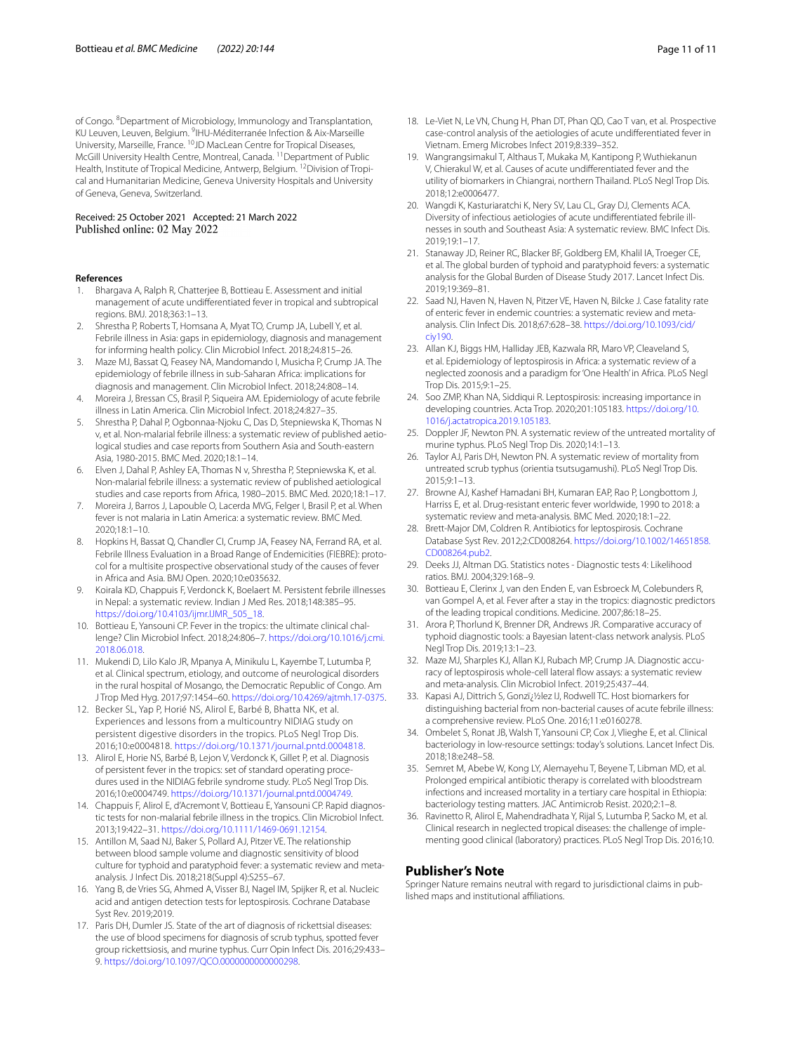of Congo. [8]Department of Microbiology, Immunology and Transplantation, KU Leuven, Leuven, Belgium. [9]IHU-Méditerranée Infection & Aix-Marseille University, Marseille, France. [10]JD MacLean Centre for Tropical Diseases, McGill University Health Centre, Montreal, Canada. [11]Department of Public Health, Institute of Tropical Medicine, Antwerp, Belgium. [12]Division of Tropical and Humanitarian Medicine, Geneva University Hospitals and University of Geneva, Geneva, Switzerland.

Received: 25 October 2021 Accepted: 21 March 2022
Published online: 02 May 2022

## References

1. Bhargava A, Ralph R, Chatterjee B, Bottieau E. Assessment and initial management of acute undifferentiated fever in tropical and subtropical regions. BMJ. 2018;363:1–13.
2. Shrestha P, Roberts T, Homsana A, Myat TO, Crump JA, Lubell Y, et al. Febrile illness in Asia: gaps in epidemiology, diagnosis and management for informing health policy. Clin Microbiol Infect. 2018;24:815–26.
3. Maze MJ, Bassat Q, Feasey NA, Mandomando I, Musicha P, Crump JA. The epidemiology of febrile illness in sub-Saharan Africa: implications for diagnosis and management. Clin Microbiol Infect. 2018;24:808–14.
4. Moreira J, Bressan CS, Brasil P, Siqueira AM. Epidemiology of acute febrile illness in Latin America. Clin Microbiol Infect. 2018;24:827–35.
5. Shrestha P, Dahal P, Ogbonnaa-Njoku C, Das D, Stepniewska K, Thomas N v, et al. Non-malarial febrile illness: a systematic review of published aetiological studies and case reports from Southern Asia and South-eastern Asia, 1980-2015. BMC Med. 2020;18:1–14.
6. Elven J, Dahal P, Ashley EA, Thomas N v, Shrestha P, Stepniewska K, et al. Non-malarial febrile illness: a systematic review of published aetiological studies and case reports from Africa, 1980–2015. BMC Med. 2020;18:1–17.
7. Moreira J, Barros J, Lapouble O, Lacerda MVG, Felger I, Brasil P, et al. When fever is not malaria in Latin America: a systematic review. BMC Med. 2020;18:1–10.
8. Hopkins H, Bassat Q, Chandler CI, Crump JA, Feasey NA, Ferrand RA, et al. Febrile Illness Evaluation in a Broad Range of Endemicities (FIEBRE): protocol for a multisite prospective observational study of the causes of fever in Africa and Asia. BMJ Open. 2020;10:e035632.
9. Koirala KD, Chappuis F, Verdonck K, Boelaert M. Persistent febrile illnesses in Nepal: a systematic review. Indian J Med Res. 2018;148:385–95. https://doi.org/10.4103/ijmr.IJMR_505_18.
10. Bottieau E, Yansouni CP. Fever in the tropics: the ultimate clinical challenge? Clin Microbiol Infect. 2018;24:806–7. https://doi.org/10.1016/j.cmi.2018.06.018.
11. Mukendi D, Lilo Kalo JR, Mpanya A, Minikulu L, Kayembe T, Lutumba P, et al. Clinical spectrum, etiology, and outcome of neurological disorders in the rural hospital of Mosango, the Democratic Republic of Congo. Am J Trop Med Hyg. 2017;97:1454–60. https://doi.org/10.4269/ajtmh.17-0375.
12. Becker SL, Yap P, Horié NS, Alirol E, Barbé B, Bhatta NK, et al. Experiences and lessons from a multicountry NIDIAG study on persistent digestive disorders in the tropics. PLoS Negl Trop Dis. 2016;10:e0004818. https://doi.org/10.1371/journal.pntd.0004818.
13. Alirol E, Horie NS, Barbé B, Lejon V, Verdonck K, Gillet P, et al. Diagnosis of persistent fever in the tropics: set of standard operating procedures used in the NIDIAG febrile syndrome study. PLoS Negl Trop Dis. 2016;10:e0004749. https://doi.org/10.1371/journal.pntd.0004749.
14. Chappuis F, Alirol E, d'Acremont V, Bottieau E, Yansouni CP. Rapid diagnostic tests for non-malarial febrile illness in the tropics. Clin Microbiol Infect. 2013;19:422–31. https://doi.org/10.1111/1469-0691.12154.
15. Antillon M, Saad NJ, Baker S, Pollard AJ, Pitzer VE. The relationship between blood sample volume and diagnostic sensitivity of blood culture for typhoid and paratyphoid fever: a systematic review and meta-analysis. J Infect Dis. 2018;218(Suppl 4):S255–67.
16. Yang B, de Vries SG, Ahmed A, Visser BJ, Nagel IM, Spijker R, et al. Nucleic acid and antigen detection tests for leptospirosis. Cochrane Database Syst Rev. 2019;2019.
17. Paris DH, Dumler JS. State of the art of diagnosis of rickettsial diseases: the use of blood specimens for diagnosis of scrub typhus, spotted fever group rickettsiosis, and murine typhus. Curr Opin Infect Dis. 2016;29:433–9. https://doi.org/10.1097/QCO.0000000000000298.
18. Le-Viet N, Le VN, Chung H, Phan DT, Phan QD, Cao T van, et al. Prospective case-control analysis of the aetiologies of acute undifferentiated fever in Vietnam. Emerg Microbes Infect 2019;8:339–352.
19. Wangrangsimakul T, Althaus T, Mukaka M, Kantipong P, Wuthiekanun V, Chierakul W, et al. Causes of acute undifferentiated fever and the utility of biomarkers in Chiangrai, northern Thailand. PLoS Negl Trop Dis. 2018;12:e0006477.
20. Wangdi K, Kasturiaratchi K, Nery SV, Lau CL, Gray DJ, Clements ACA. Diversity of infectious aetiologies of acute undifferentiated febrile illnesses in south and Southeast Asia: A systematic review. BMC Infect Dis. 2019;19:1–17.
21. Stanaway JD, Reiner RC, Blacker BF, Goldberg EM, Khalil IA, Troeger CE, et al. The global burden of typhoid and paratyphoid fevers: a systematic analysis for the Global Burden of Disease Study 2017. Lancet Infect Dis. 2019;19:369–81.
22. Saad NJ, Haven N, Haven N, Pitzer VE, Haven N, Bilcke J. Case fatality rate of enteric fever in endemic countries: a systematic review and meta-analysis. Clin Infect Dis. 2018;67:628–38. https://doi.org/10.1093/cid/ciy190.
23. Allan KJ, Biggs HM, Halliday JEB, Kazwala RR, Maro VP, Cleaveland S, et al. Epidemiology of leptospirosis in Africa: a systematic review of a neglected zoonosis and a paradigm for 'One Health' in Africa. PLoS Negl Trop Dis. 2015;9:1–25.
24. Soo ZMP, Khan NA, Siddiqui R. Leptospirosis: increasing importance in developing countries. Acta Trop. 2020;201:105183. https://doi.org/10.1016/j.actatropica.2019.105183.
25. Doppler JF, Newton PN. A systematic review of the untreated mortality of murine typhus. PLoS Negl Trop Dis. 2020;14:1–13.
26. Taylor AJ, Paris DH, Newton PN. A systematic review of mortality from untreated scrub typhus (orientia tsutsugamushi). PLoS Negl Trop Dis. 2015;9:1–13.
27. Browne AJ, Kashef Hamadani BH, Kumaran EAP, Rao P, Longbottom J, Harriss E, et al. Drug-resistant enteric fever worldwide, 1990 to 2018: a systematic review and meta-analysis. BMC Med. 2020;18:1–22.
28. Brett-Major DM, Coldren R. Antibiotics for leptospirosis. Cochrane Database Syst Rev. 2012;2:CD008264. https://doi.org/10.1002/14651858.CD008264.pub2.
29. Deeks JJ, Altman DG. Statistics notes - Diagnostic tests 4: Likelihood ratios. BMJ. 2004;329:168–9.
30. Bottieau E, Clerinx J, van den Enden E, van Esbroeck M, Colebunders R, van Gompel A, et al. Fever after a stay in the tropics: diagnostic predictors of the leading tropical conditions. Medicine. 2007;86:18–25.
31. Arora P, Thorlund K, Brenner DR, Andrews JR. Comparative accuracy of typhoid diagnostic tools: a Bayesian latent-class network analysis. PLoS Negl Trop Dis. 2019;13:1–23.
32. Maze MJ, Sharples KJ, Allan KJ, Rubach MP, Crump JA. Diagnostic accuracy of leptospirosis whole-cell lateral flow assays: a systematic review and meta-analysis. Clin Microbiol Infect. 2019;25:437–44.
33. Kapasi AJ, Dittrich S, Gonzï¿½lez IJ, Rodwell TC. Host biomarkers for distinguishing bacterial from non-bacterial causes of acute febrile illness: a comprehensive review. PLoS One. 2016;11:e0160278.
34. Ombelet S, Ronat JB, Walsh T, Yansouni CP, Cox J, Vlieghe E, et al. Clinical bacteriology in low-resource settings: today's solutions. Lancet Infect Dis. 2018;18:e248–58.
35. Semret M, Abebe W, Kong LY, Alemayehu T, Beyene T, Libman MD, et al. Prolonged empirical antibiotic therapy is correlated with bloodstream infections and increased mortality in a tertiary care hospital in Ethiopia: bacteriology testing matters. JAC Antimicrob Resist. 2020;2:1–8.
36. Ravinetto R, Alirol E, Mahendradhata Y, Rijal S, Lutumba P, Sacko M, et al. Clinical research in neglected tropical diseases: the challenge of implementing good clinical (laboratory) practices. PLoS Negl Trop Dis. 2016;10.

## Publisher's Note

Springer Nature remains neutral with regard to jurisdictional claims in published maps and institutional affiliations.